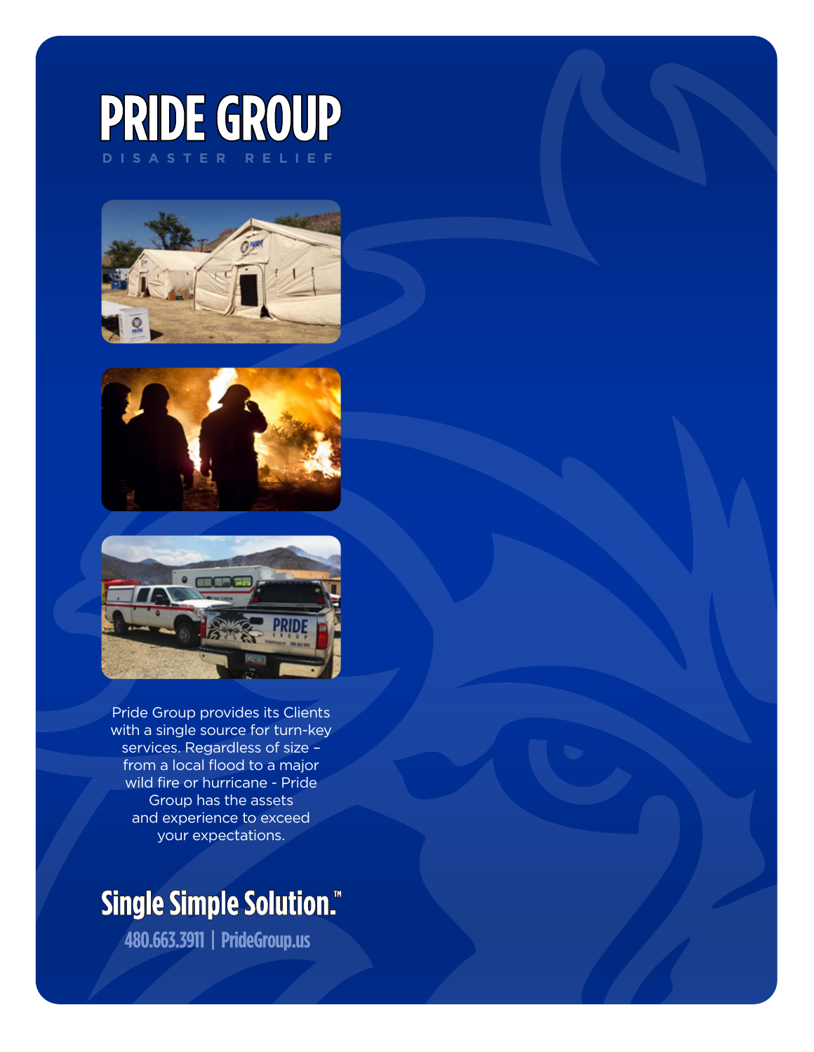# PRIDE GROUP

DISASTER RELIEF

Pride Group provides its Clients with a single source for turn-key services. Regardless of size – from a local flood to a major wild fire or hurricane - Pride Group has the assets and experience to exceed your expectations.

**Single Simple Solution.™**

480.663.3911 | PrideGroup.us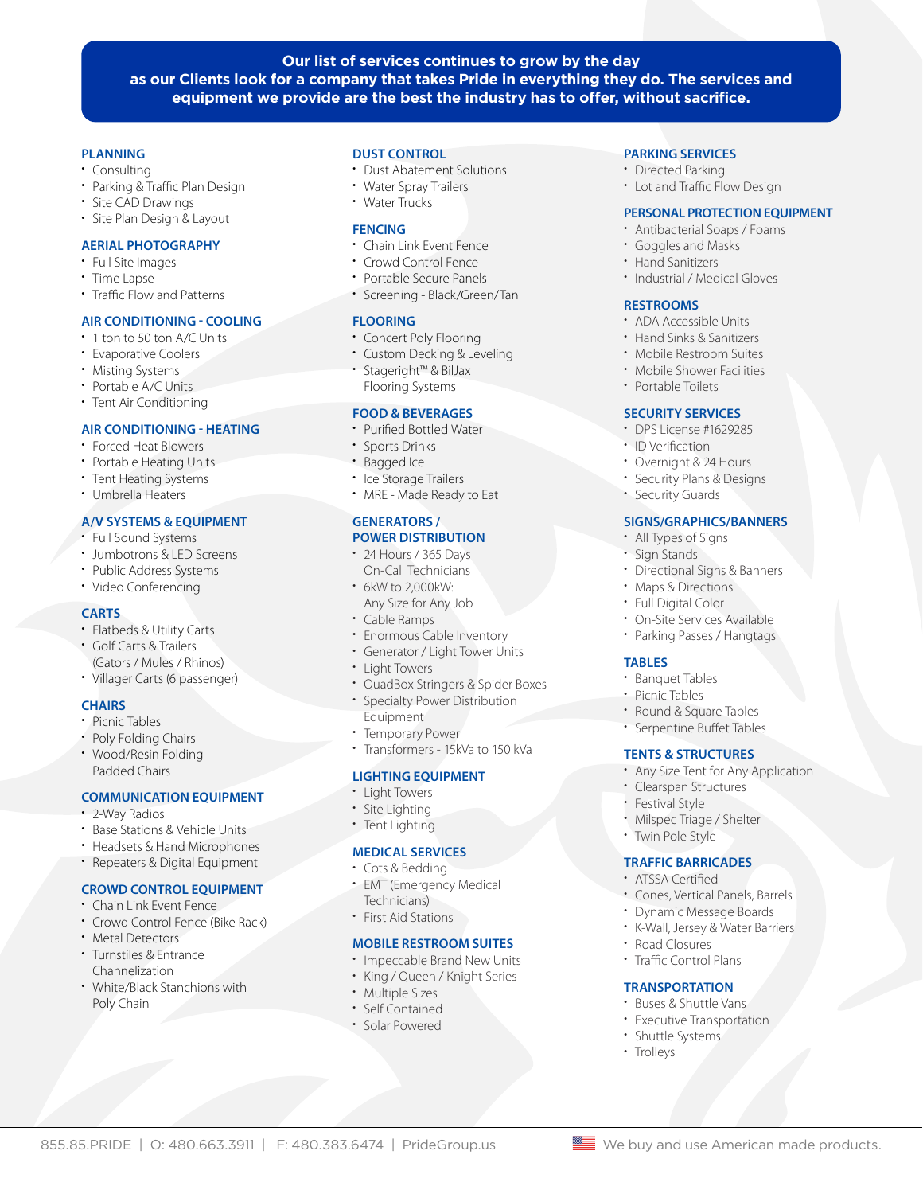**Our list of services continues to grow by the day as our Clients look for a company that takes Pride in everything they do. The services and equipment we provide are the best the industry has to offer, without sacrifice.**

## PLANNING

- Consulting
- Parking & Traffic Plan Design
- Site CAD Drawings
- Site Plan Design & Layout

## AERIAL PHOTOGRAPHY

- Full Site Images
- Time Lapse
- Traffic Flow and Patterns

## AIR CONDITIONING - COOLING

- 1 ton to 50 ton A/C Units
- Evaporative Coolers
- Misting Systems
- Portable A/C Units
- Tent Air Conditioning

## AIR CONDITIONING - HEATING

- Forced Heat Blowers
- Portable Heating Units
- Tent Heating Systems
- Umbrella Heaters

## A/V SYSTEMS & EQUIPMENT

- Full Sound Systems
- Jumbotrons & LED Screens
- Public Address Systems
- Video Conferencing

## CARTS

- Flatbeds & Utility Carts
- Golf Carts & Trailers (Gators / Mules / Rhinos)
- Villager Carts (6 passenger)

## CHAIRS

- Picnic Tables
- Poly Folding Chairs
- Wood/Resin Folding Padded Chairs

## COMMUNICATION EQUIPMENT

- 2-Way Radios
- Base Stations & Vehicle Units
- Headsets & Hand Microphones
- Repeaters & Digital Equipment

## CROWD CONTROL EQUIPMENT

- Chain Link Event Fence
- Crowd Control Fence (Bike Rack)
- Metal Detectors
- Turnstiles & Entrance Channelization
- White/Black Stanchions with Poly Chain

## DUST CONTROL

- Dust Abatement Solutions
- Water Spray Trailers
- Water Trucks

## FENCING

- Chain Link Event Fence
- Crowd Control Fence
- Portable Secure Panels
- Screening - Black/Green/Tan

## FLOORING

- Concert Poly Flooring
- Custom Decking & Leveling
- Stageright™ & BilJax Flooring Systems

## FOOD & BEVERAGES

- Purified Bottled Water
- Sports Drinks
- Bagged Ice
- Ice Storage Trailers
- MRE - Made Ready to Eat

## GENERATORS / POWER DISTRIBUTION

- 24 Hours / 365 Days On-Call Technicians
- 6kW to 2,000kW: Any Size for Any Job
- Cable Ramps
- Enormous Cable Inventory
- Generator / Light Tower Units
- Light Towers
- QuadBox Stringers & Spider Boxes
- Specialty Power Distribution Equipment
- Temporary Power
- Transformers - 15kVa to 150 kVa

## LIGHTING EQUIPMENT

- Light Towers
- Site Lighting
- Tent Lighting

## MEDICAL SERVICES

- Cots & Bedding
- EMT (Emergency Medical Technicians)
- First Aid Stations

## MOBILE RESTROOM SUITES

- Impeccable Brand New Units
- King / Queen / Knight Series
- Multiple Sizes
- Self Contained
- Solar Powered

## PARKING SERVICES

- Directed Parking
- Lot and Traffic Flow Design

## PERSONAL PROTECTION EQUIPMENT

- Antibacterial Soaps / Foams
- Goggles and Masks
- Hand Sanitizers
- Industrial / Medical Gloves

## RESTROOMS

- ADA Accessible Units
- Hand Sinks & Sanitizers
- Mobile Restroom Suites
- Mobile Shower Facilities
- Portable Toilets

## SECURITY SERVICES

- DPS License #1629285
- ID Verification
- Overnight & 24 Hours
- Security Plans & Designs
- Security Guards

## SIGNS/GRAPHICS/BANNERS

- All Types of Signs
- Sign Stands
- Directional Signs & Banners
- Maps & Directions
- Full Digital Color
- On-Site Services Available
- Parking Passes / Hangtags

## TABLES

- Banquet Tables
- Picnic Tables
- Round & Square Tables
- Serpentine Buffet Tables

## TENTS & STRUCTURES

- Any Size Tent for Any Application
- Clearspan Structures
- Festival Style
- Milspec Triage / Shelter
- Twin Pole Style

## TRAFFIC BARRICADES

- ATSSA Certified
- Cones, Vertical Panels, Barrels
- Dynamic Message Boards
- K-Wall, Jersey & Water Barriers
- Road Closures
- Traffic Control Plans

## TRANSPORTATION

- Buses & Shuttle Vans
- Executive Transportation
- Shuttle Systems
- Trolleys

855.85.PRIDE | O: 480.663.3911 | F: 480.383.6474 | PrideGroup.us

We buy and use American made products.